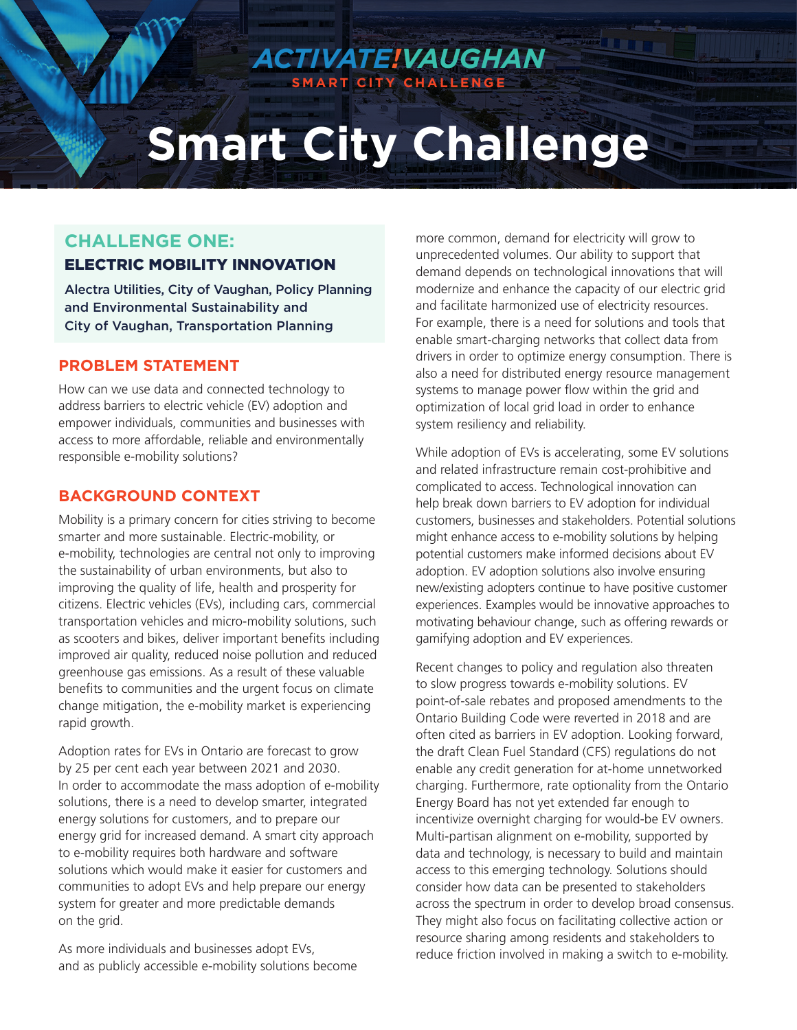# ACTIVATE!VAUGHAN

SMART CITY CHALLENGE

# Smart City Challenge

## CHALLENGE ONE:
### ELECTRIC MOBILITY INNOVATION

**Alectra Utilities, City of Vaughan, Policy Planning and Environmental Sustainability and City of Vaughan, Transportation Planning**

### PROBLEM STATEMENT

How can we use data and connected technology to address barriers to electric vehicle (EV) adoption and empower individuals, communities and businesses with access to more affordable, reliable and environmentally responsible e-mobility solutions?

### BACKGROUND CONTEXT

Mobility is a primary concern for cities striving to become smarter and more sustainable. Electric-mobility, or e-mobility, technologies are central not only to improving the sustainability of urban environments, but also to improving the quality of life, health and prosperity for citizens. Electric vehicles (EVs), including cars, commercial transportation vehicles and micro-mobility solutions, such as scooters and bikes, deliver important benefits including improved air quality, reduced noise pollution and reduced greenhouse gas emissions. As a result of these valuable benefits to communities and the urgent focus on climate change mitigation, the e-mobility market is experiencing rapid growth.

Adoption rates for EVs in Ontario are forecast to grow by 25 per cent each year between 2021 and 2030. In order to accommodate the mass adoption of e-mobility solutions, there is a need to develop smarter, integrated energy solutions for customers, and to prepare our energy grid for increased demand. A smart city approach to e-mobility requires both hardware and software solutions which would make it easier for customers and communities to adopt EVs and help prepare our energy system for greater and more predictable demands on the grid.

As more individuals and businesses adopt EVs, and as publicly accessible e-mobility solutions become more common, demand for electricity will grow to unprecedented volumes. Our ability to support that demand depends on technological innovations that will modernize and enhance the capacity of our electric grid and facilitate harmonized use of electricity resources. For example, there is a need for solutions and tools that enable smart-charging networks that collect data from drivers in order to optimize energy consumption. There is also a need for distributed energy resource management systems to manage power flow within the grid and optimization of local grid load in order to enhance system resiliency and reliability.

While adoption of EVs is accelerating, some EV solutions and related infrastructure remain cost-prohibitive and complicated to access. Technological innovation can help break down barriers to EV adoption for individual customers, businesses and stakeholders. Potential solutions might enhance access to e-mobility solutions by helping potential customers make informed decisions about EV adoption. EV adoption solutions also involve ensuring new/existing adopters continue to have positive customer experiences. Examples would be innovative approaches to motivating behaviour change, such as offering rewards or gamifying adoption and EV experiences.

Recent changes to policy and regulation also threaten to slow progress towards e-mobility solutions. EV point-of-sale rebates and proposed amendments to the Ontario Building Code were reverted in 2018 and are often cited as barriers in EV adoption. Looking forward, the draft Clean Fuel Standard (CFS) regulations do not enable any credit generation for at-home unnetworked charging. Furthermore, rate optionality from the Ontario Energy Board has not yet extended far enough to incentivize overnight charging for would-be EV owners. Multi-partisan alignment on e-mobility, supported by data and technology, is necessary to build and maintain access to this emerging technology. Solutions should consider how data can be presented to stakeholders across the spectrum in order to develop broad consensus. They might also focus on facilitating collective action or resource sharing among residents and stakeholders to reduce friction involved in making a switch to e-mobility.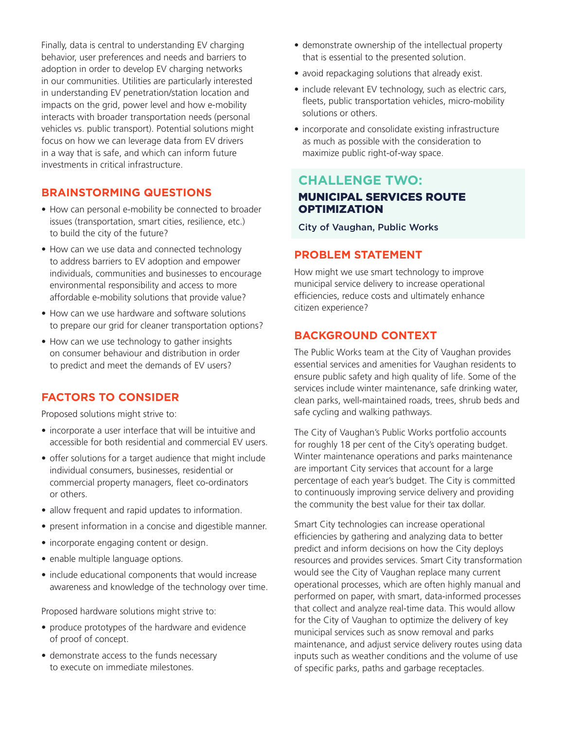Finally, data is central to understanding EV charging behavior, user preferences and needs and barriers to adoption in order to develop EV charging networks in our communities. Utilities are particularly interested in understanding EV penetration/station location and impacts on the grid, power level and how e-mobility interacts with broader transportation needs (personal vehicles vs. public transport). Potential solutions might focus on how we can leverage data from EV drivers in a way that is safe, and which can inform future investments in critical infrastructure.

### BRAINSTORMING QUESTIONS

- How can personal e-mobility be connected to broader issues (transportation, smart cities, resilience, etc.) to build the city of the future?
- How can we use data and connected technology to address barriers to EV adoption and empower individuals, communities and businesses to encourage environmental responsibility and access to more affordable e-mobility solutions that provide value?
- How can we use hardware and software solutions to prepare our grid for cleaner transportation options?
- How can we use technology to gather insights on consumer behaviour and distribution in order to predict and meet the demands of EV users?

### FACTORS TO CONSIDER

Proposed solutions might strive to:

- incorporate a user interface that will be intuitive and accessible for both residential and commercial EV users.
- offer solutions for a target audience that might include individual consumers, businesses, residential or commercial property managers, fleet co-ordinators or others.
- allow frequent and rapid updates to information.
- present information in a concise and digestible manner.
- incorporate engaging content or design.
- enable multiple language options.
- include educational components that would increase awareness and knowledge of the technology over time.

Proposed hardware solutions might strive to:

- produce prototypes of the hardware and evidence of proof of concept.
- demonstrate access to the funds necessary to execute on immediate milestones.
- demonstrate ownership of the intellectual property that is essential to the presented solution.
- avoid repackaging solutions that already exist.
- include relevant EV technology, such as electric cars, fleets, public transportation vehicles, micro-mobility solutions or others.
- incorporate and consolidate existing infrastructure as much as possible with the consideration to maximize public right-of-way space.

## CHALLENGE TWO:
## MUNICIPAL SERVICES ROUTE OPTIMIZATION

City of Vaughan, Public Works

### PROBLEM STATEMENT

How might we use smart technology to improve municipal service delivery to increase operational efficiencies, reduce costs and ultimately enhance citizen experience?

### BACKGROUND CONTEXT

The Public Works team at the City of Vaughan provides essential services and amenities for Vaughan residents to ensure public safety and high quality of life. Some of the services include winter maintenance, safe drinking water, clean parks, well-maintained roads, trees, shrub beds and safe cycling and walking pathways.

The City of Vaughan's Public Works portfolio accounts for roughly 18 per cent of the City's operating budget. Winter maintenance operations and parks maintenance are important City services that account for a large percentage of each year's budget. The City is committed to continuously improving service delivery and providing the community the best value for their tax dollar.

Smart City technologies can increase operational efficiencies by gathering and analyzing data to better predict and inform decisions on how the City deploys resources and provides services. Smart City transformation would see the City of Vaughan replace many current operational processes, which are often highly manual and performed on paper, with smart, data-informed processes that collect and analyze real-time data. This would allow for the City of Vaughan to optimize the delivery of key municipal services such as snow removal and parks maintenance, and adjust service delivery routes using data inputs such as weather conditions and the volume of use of specific parks, paths and garbage receptacles.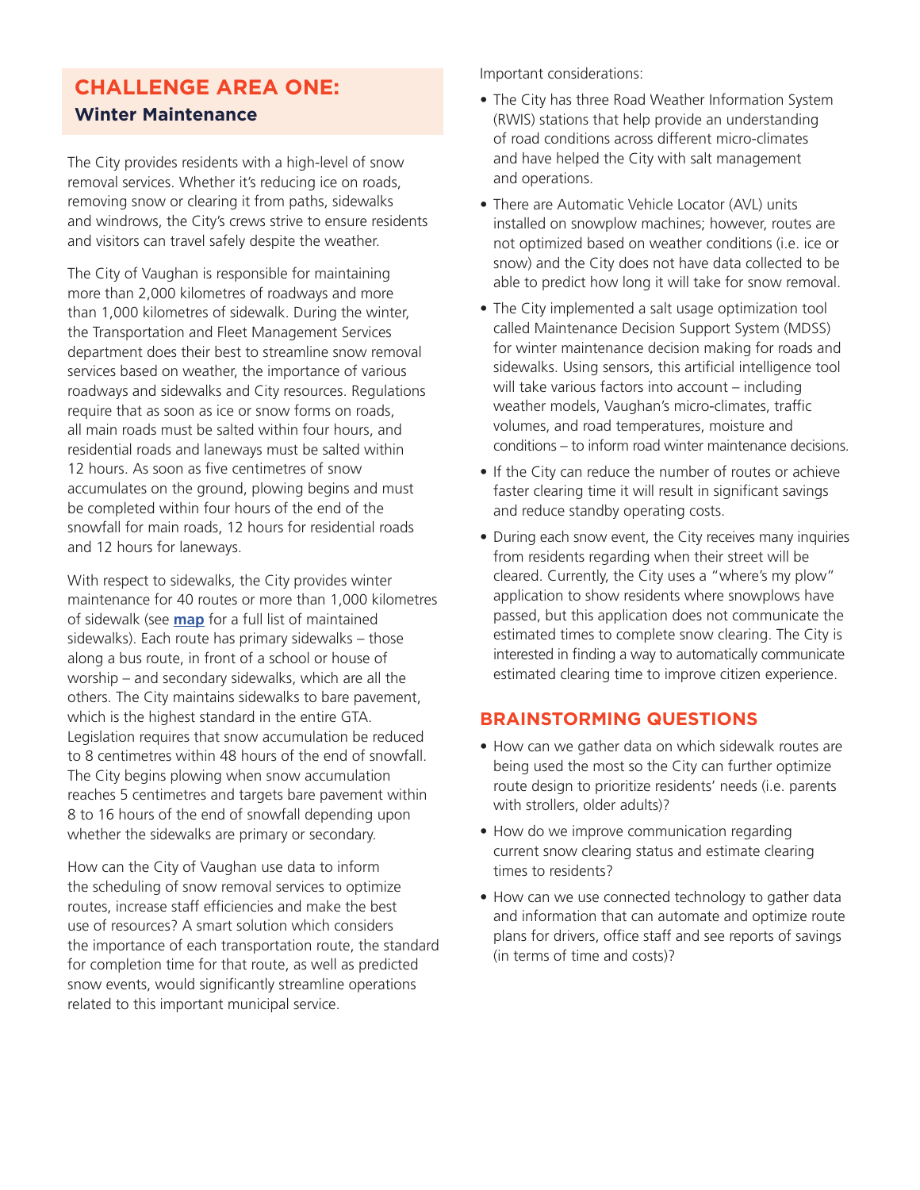## CHALLENGE AREA ONE:

### Winter Maintenance

The City provides residents with a high-level of snow removal services. Whether it's reducing ice on roads, removing snow or clearing it from paths, sidewalks and windrows, the City's crews strive to ensure residents and visitors can travel safely despite the weather.

The City of Vaughan is responsible for maintaining more than 2,000 kilometres of roadways and more than 1,000 kilometres of sidewalk. During the winter, the Transportation and Fleet Management Services department does their best to streamline snow removal services based on weather, the importance of various roadways and sidewalks and City resources. Regulations require that as soon as ice or snow forms on roads, all main roads must be salted within four hours, and residential roads and laneways must be salted within 12 hours. As soon as five centimetres of snow accumulates on the ground, plowing begins and must be completed within four hours of the end of the snowfall for main roads, 12 hours for residential roads and 12 hours for laneways.

With respect to sidewalks, the City provides winter maintenance for 40 routes or more than 1,000 kilometres of sidewalk (see **map** for a full list of maintained sidewalks). Each route has primary sidewalks – those along a bus route, in front of a school or house of worship – and secondary sidewalks, which are all the others. The City maintains sidewalks to bare pavement, which is the highest standard in the entire GTA. Legislation requires that snow accumulation be reduced to 8 centimetres within 48 hours of the end of snowfall. The City begins plowing when snow accumulation reaches 5 centimetres and targets bare pavement within 8 to 16 hours of the end of snowfall depending upon whether the sidewalks are primary or secondary.

How can the City of Vaughan use data to inform the scheduling of snow removal services to optimize routes, increase staff efficiencies and make the best use of resources? A smart solution which considers the importance of each transportation route, the standard for completion time for that route, as well as predicted snow events, would significantly streamline operations related to this important municipal service.

Important considerations:

- The City has three Road Weather Information System (RWIS) stations that help provide an understanding of road conditions across different micro-climates and have helped the City with salt management and operations.
- There are Automatic Vehicle Locator (AVL) units installed on snowplow machines; however, routes are not optimized based on weather conditions (i.e. ice or snow) and the City does not have data collected to be able to predict how long it will take for snow removal.
- The City implemented a salt usage optimization tool called Maintenance Decision Support System (MDSS) for winter maintenance decision making for roads and sidewalks. Using sensors, this artificial intelligence tool will take various factors into account – including weather models, Vaughan's micro-climates, traffic volumes, and road temperatures, moisture and conditions – to inform road winter maintenance decisions.
- If the City can reduce the number of routes or achieve faster clearing time it will result in significant savings and reduce standby operating costs.
- During each snow event, the City receives many inquiries from residents regarding when their street will be cleared. Currently, the City uses a "where's my plow" application to show residents where snowplows have passed, but this application does not communicate the estimated times to complete snow clearing. The City is interested in finding a way to automatically communicate estimated clearing time to improve citizen experience.

## BRAINSTORMING QUESTIONS

- How can we gather data on which sidewalk routes are being used the most so the City can further optimize route design to prioritize residents' needs (i.e. parents with strollers, older adults)?
- How do we improve communication regarding current snow clearing status and estimate clearing times to residents?
- How can we use connected technology to gather data and information that can automate and optimize route plans for drivers, office staff and see reports of savings (in terms of time and costs)?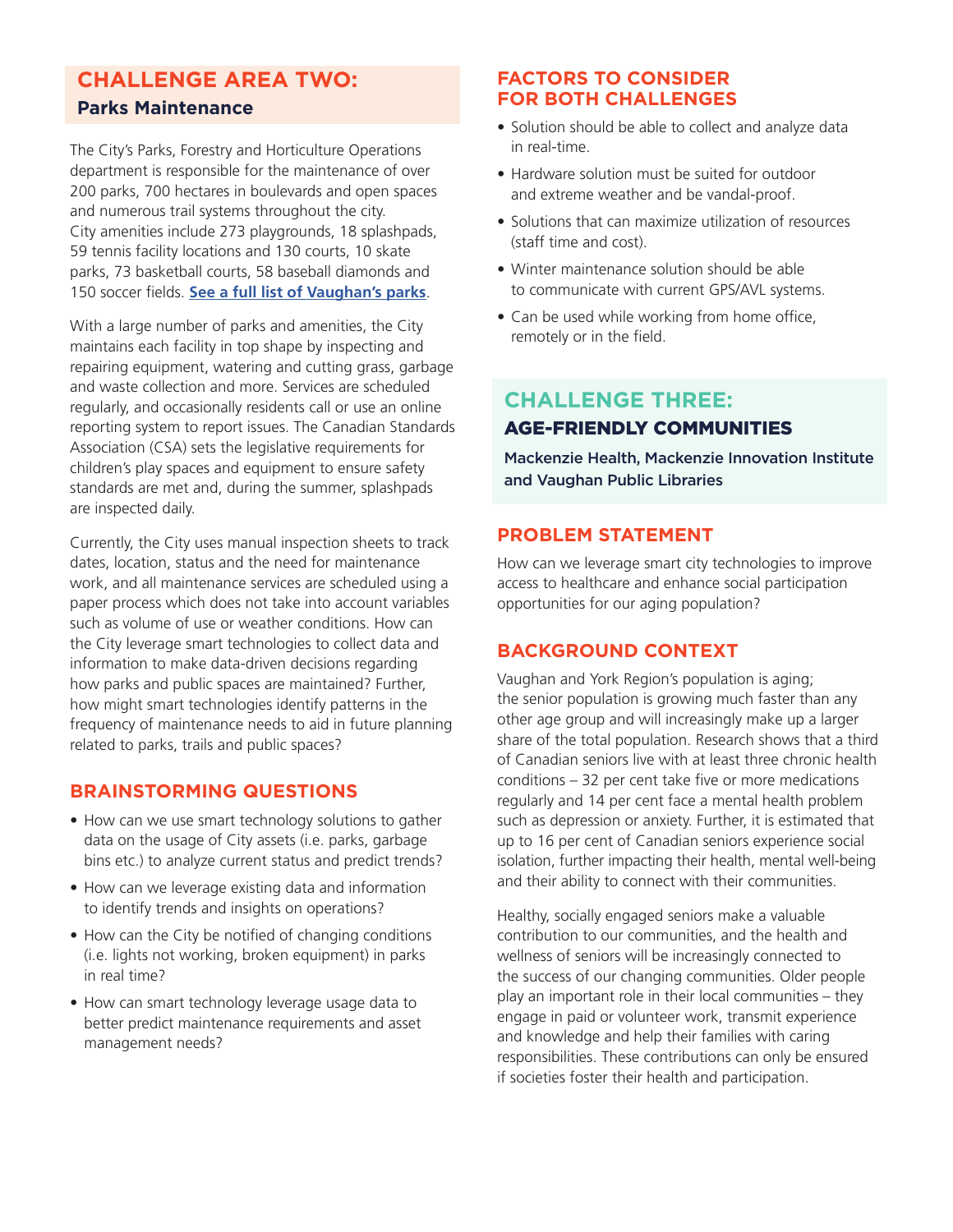## CHALLENGE AREA TWO:

### Parks Maintenance

The City's Parks, Forestry and Horticulture Operations department is responsible for the maintenance of over 200 parks, 700 hectares in boulevards and open spaces and numerous trail systems throughout the city. City amenities include 273 playgrounds, 18 splashpads, 59 tennis facility locations and 130 courts, 10 skate parks, 73 basketball courts, 58 baseball diamonds and 150 soccer fields. **See a full list of Vaughan's parks**.

With a large number of parks and amenities, the City maintains each facility in top shape by inspecting and repairing equipment, watering and cutting grass, garbage and waste collection and more. Services are scheduled regularly, and occasionally residents call or use an online reporting system to report issues. The Canadian Standards Association (CSA) sets the legislative requirements for children's play spaces and equipment to ensure safety standards are met and, during the summer, splashpads are inspected daily.

Currently, the City uses manual inspection sheets to track dates, location, status and the need for maintenance work, and all maintenance services are scheduled using a paper process which does not take into account variables such as volume of use or weather conditions. How can the City leverage smart technologies to collect data and information to make data-driven decisions regarding how parks and public spaces are maintained? Further, how might smart technologies identify patterns in the frequency of maintenance needs to aid in future planning related to parks, trails and public spaces?

### BRAINSTORMING QUESTIONS

- How can we use smart technology solutions to gather data on the usage of City assets (i.e. parks, garbage bins etc.) to analyze current status and predict trends?
- How can we leverage existing data and information to identify trends and insights on operations?
- How can the City be notified of changing conditions (i.e. lights not working, broken equipment) in parks in real time?
- How can smart technology leverage usage data to better predict maintenance requirements and asset management needs?

### FACTORS TO CONSIDER FOR BOTH CHALLENGES

- Solution should be able to collect and analyze data in real-time.
- Hardware solution must be suited for outdoor and extreme weather and be vandal-proof.
- Solutions that can maximize utilization of resources (staff time and cost).
- Winter maintenance solution should be able to communicate with current GPS/AVL systems.
- Can be used while working from home office, remotely or in the field.

## CHALLENGE THREE:

### AGE-FRIENDLY COMMUNITIES

**Mackenzie Health, Mackenzie Innovation Institute and Vaughan Public Libraries**

### PROBLEM STATEMENT

How can we leverage smart city technologies to improve access to healthcare and enhance social participation opportunities for our aging population?

### BACKGROUND CONTEXT

Vaughan and York Region's population is aging; the senior population is growing much faster than any other age group and will increasingly make up a larger share of the total population. Research shows that a third of Canadian seniors live with at least three chronic health conditions – 32 per cent take five or more medications regularly and 14 per cent face a mental health problem such as depression or anxiety. Further, it is estimated that up to 16 per cent of Canadian seniors experience social isolation, further impacting their health, mental well-being and their ability to connect with their communities.

Healthy, socially engaged seniors make a valuable contribution to our communities, and the health and wellness of seniors will be increasingly connected to the success of our changing communities. Older people play an important role in their local communities – they engage in paid or volunteer work, transmit experience and knowledge and help their families with caring responsibilities. These contributions can only be ensured if societies foster their health and participation.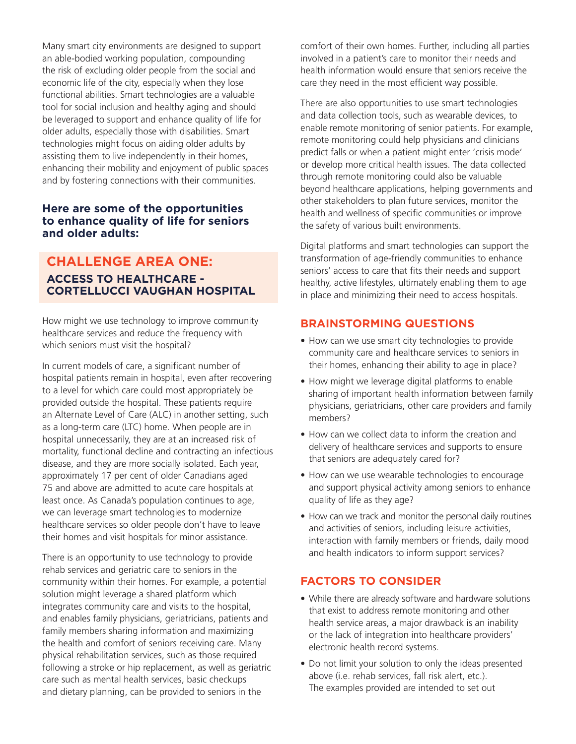Many smart city environments are designed to support an able-bodied working population, compounding the risk of excluding older people from the social and economic life of the city, especially when they lose functional abilities. Smart technologies are a valuable tool for social inclusion and healthy aging and should be leveraged to support and enhance quality of life for older adults, especially those with disabilities. Smart technologies might focus on aiding older adults by assisting them to live independently in their homes, enhancing their mobility and enjoyment of public spaces and by fostering connections with their communities.

**Here are some of the opportunities to enhance quality of life for seniors and older adults:**

## CHALLENGE AREA ONE:

### ACCESS TO HEALTHCARE - CORTELLUCCI VAUGHAN HOSPITAL

How might we use technology to improve community healthcare services and reduce the frequency with which seniors must visit the hospital?

In current models of care, a significant number of hospital patients remain in hospital, even after recovering to a level for which care could most appropriately be provided outside the hospital. These patients require an Alternate Level of Care (ALC) in another setting, such as a long-term care (LTC) home. When people are in hospital unnecessarily, they are at an increased risk of mortality, functional decline and contracting an infectious disease, and they are more socially isolated. Each year, approximately 17 per cent of older Canadians aged 75 and above are admitted to acute care hospitals at least once. As Canada's population continues to age, we can leverage smart technologies to modernize healthcare services so older people don't have to leave their homes and visit hospitals for minor assistance.

There is an opportunity to use technology to provide rehab services and geriatric care to seniors in the community within their homes. For example, a potential solution might leverage a shared platform which integrates community care and visits to the hospital, and enables family physicians, geriatricians, patients and family members sharing information and maximizing the health and comfort of seniors receiving care. Many physical rehabilitation services, such as those required following a stroke or hip replacement, as well as geriatric care such as mental health services, basic checkups and dietary planning, can be provided to seniors in the comfort of their own homes. Further, including all parties involved in a patient's care to monitor their needs and health information would ensure that seniors receive the care they need in the most efficient way possible.

There are also opportunities to use smart technologies and data collection tools, such as wearable devices, to enable remote monitoring of senior patients. For example, remote monitoring could help physicians and clinicians predict falls or when a patient might enter 'crisis mode' or develop more critical health issues. The data collected through remote monitoring could also be valuable beyond healthcare applications, helping governments and other stakeholders to plan future services, monitor the health and wellness of specific communities or improve the safety of various built environments.

Digital platforms and smart technologies can support the transformation of age-friendly communities to enhance seniors' access to care that fits their needs and support healthy, active lifestyles, ultimately enabling them to age in place and minimizing their need to access hospitals.

### BRAINSTORMING QUESTIONS

- How can we use smart city technologies to provide community care and healthcare services to seniors in their homes, enhancing their ability to age in place?
- How might we leverage digital platforms to enable sharing of important health information between family physicians, geriatricians, other care providers and family members?
- How can we collect data to inform the creation and delivery of healthcare services and supports to ensure that seniors are adequately cared for?
- How can we use wearable technologies to encourage and support physical activity among seniors to enhance quality of life as they age?
- How can we track and monitor the personal daily routines and activities of seniors, including leisure activities, interaction with family members or friends, daily mood and health indicators to inform support services?

### FACTORS TO CONSIDER

- While there are already software and hardware solutions that exist to address remote monitoring and other health service areas, a major drawback is an inability or the lack of integration into healthcare providers' electronic health record systems.
- Do not limit your solution to only the ideas presented above (i.e. rehab services, fall risk alert, etc.). The examples provided are intended to set out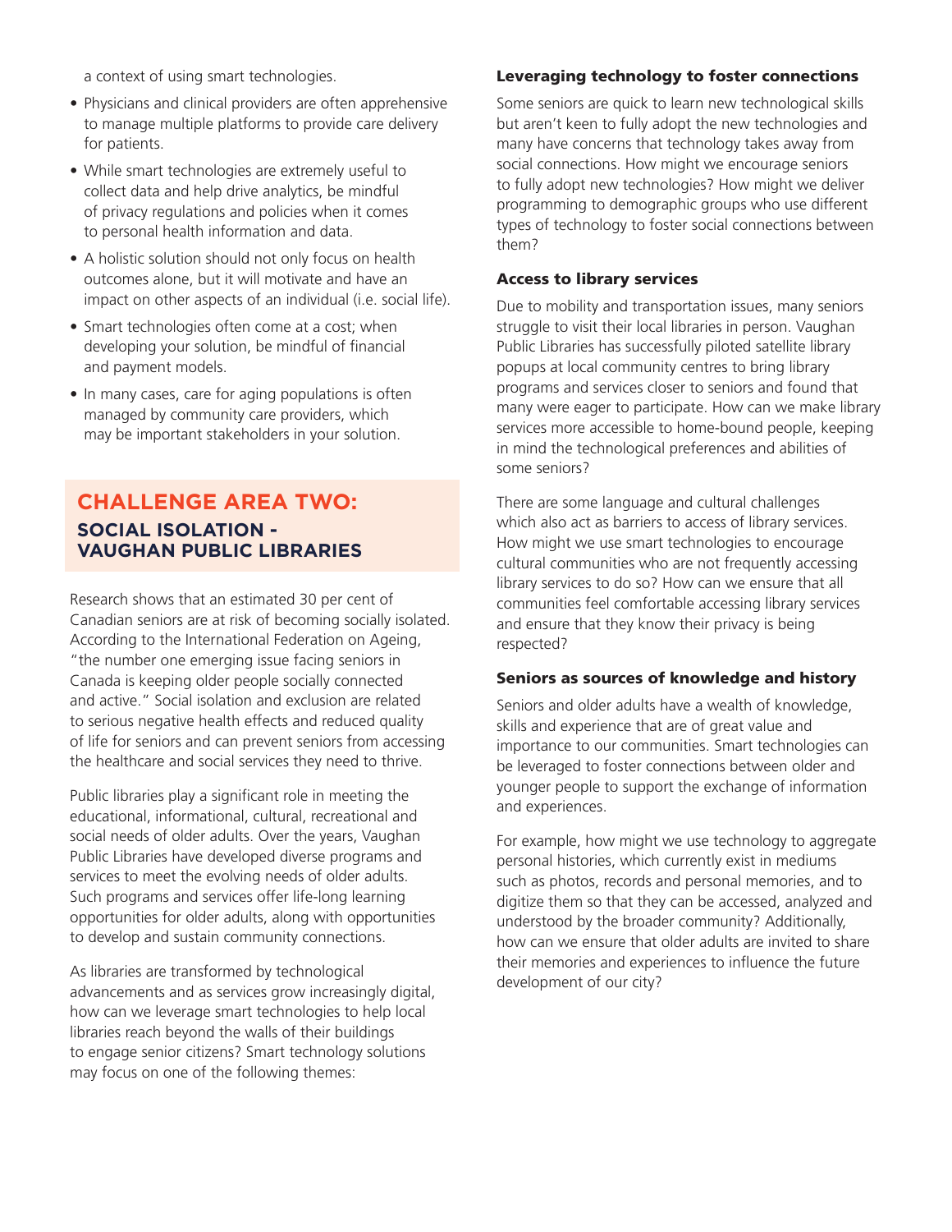a context of using smart technologies.

- Physicians and clinical providers are often apprehensive to manage multiple platforms to provide care delivery for patients.
- While smart technologies are extremely useful to collect data and help drive analytics, be mindful of privacy regulations and policies when it comes to personal health information and data.
- A holistic solution should not only focus on health outcomes alone, but it will motivate and have an impact on other aspects of an individual (i.e. social life).
- Smart technologies often come at a cost; when developing your solution, be mindful of financial and payment models.
- In many cases, care for aging populations is often managed by community care providers, which may be important stakeholders in your solution.

## CHALLENGE AREA TWO:
### SOCIAL ISOLATION - VAUGHAN PUBLIC LIBRARIES

Research shows that an estimated 30 per cent of Canadian seniors are at risk of becoming socially isolated. According to the International Federation on Ageing, "the number one emerging issue facing seniors in Canada is keeping older people socially connected and active." Social isolation and exclusion are related to serious negative health effects and reduced quality of life for seniors and can prevent seniors from accessing the healthcare and social services they need to thrive.

Public libraries play a significant role in meeting the educational, informational, cultural, recreational and social needs of older adults. Over the years, Vaughan Public Libraries have developed diverse programs and services to meet the evolving needs of older adults. Such programs and services offer life-long learning opportunities for older adults, along with opportunities to develop and sustain community connections.

As libraries are transformed by technological advancements and as services grow increasingly digital, how can we leverage smart technologies to help local libraries reach beyond the walls of their buildings to engage senior citizens? Smart technology solutions may focus on one of the following themes:

#### Leveraging technology to foster connections

Some seniors are quick to learn new technological skills but aren't keen to fully adopt the new technologies and many have concerns that technology takes away from social connections. How might we encourage seniors to fully adopt new technologies? How might we deliver programming to demographic groups who use different types of technology to foster social connections between them?

#### Access to library services

Due to mobility and transportation issues, many seniors struggle to visit their local libraries in person. Vaughan Public Libraries has successfully piloted satellite library popups at local community centres to bring library programs and services closer to seniors and found that many were eager to participate. How can we make library services more accessible to home-bound people, keeping in mind the technological preferences and abilities of some seniors?

There are some language and cultural challenges which also act as barriers to access of library services. How might we use smart technologies to encourage cultural communities who are not frequently accessing library services to do so? How can we ensure that all communities feel comfortable accessing library services and ensure that they know their privacy is being respected?

#### Seniors as sources of knowledge and history

Seniors and older adults have a wealth of knowledge, skills and experience that are of great value and importance to our communities. Smart technologies can be leveraged to foster connections between older and younger people to support the exchange of information and experiences.

For example, how might we use technology to aggregate personal histories, which currently exist in mediums such as photos, records and personal memories, and to digitize them so that they can be accessed, analyzed and understood by the broader community? Additionally, how can we ensure that older adults are invited to share their memories and experiences to influence the future development of our city?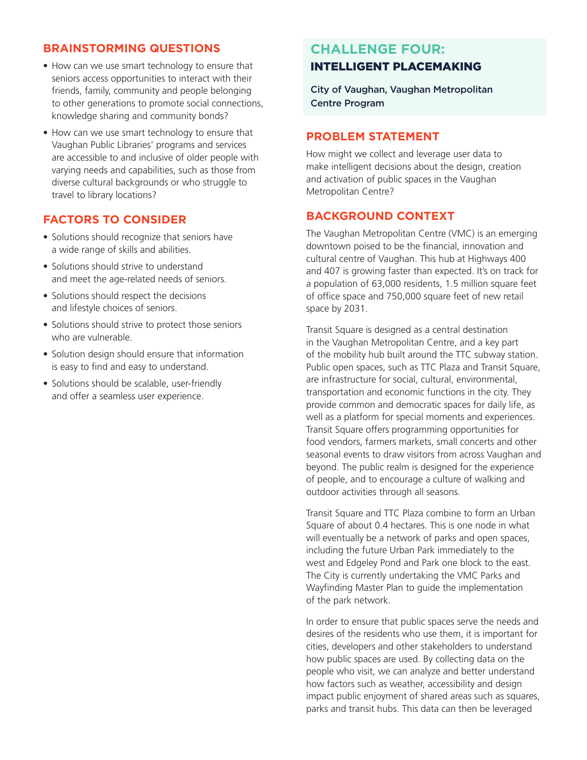## BRAINSTORMING QUESTIONS

- How can we use smart technology to ensure that seniors access opportunities to interact with their friends, family, community and people belonging to other generations to promote social connections, knowledge sharing and community bonds?
- How can we use smart technology to ensure that Vaughan Public Libraries' programs and services are accessible to and inclusive of older people with varying needs and capabilities, such as those from diverse cultural backgrounds or who struggle to travel to library locations?

## FACTORS TO CONSIDER

- Solutions should recognize that seniors have a wide range of skills and abilities.
- Solutions should strive to understand and meet the age-related needs of seniors.
- Solutions should respect the decisions and lifestyle choices of seniors.
- Solutions should strive to protect those seniors who are vulnerable.
- Solution design should ensure that information is easy to find and easy to understand.
- Solutions should be scalable, user-friendly and offer a seamless user experience.

# CHALLENGE FOUR: INTELLIGENT PLACEMAKING

**City of Vaughan, Vaughan Metropolitan Centre Program**

## PROBLEM STATEMENT

How might we collect and leverage user data to make intelligent decisions about the design, creation and activation of public spaces in the Vaughan Metropolitan Centre?

## BACKGROUND CONTEXT

The Vaughan Metropolitan Centre (VMC) is an emerging downtown poised to be the financial, innovation and cultural centre of Vaughan. This hub at Highways 400 and 407 is growing faster than expected. It's on track for a population of 63,000 residents, 1.5 million square feet of office space and 750,000 square feet of new retail space by 2031.

Transit Square is designed as a central destination in the Vaughan Metropolitan Centre, and a key part of the mobility hub built around the TTC subway station. Public open spaces, such as TTC Plaza and Transit Square, are infrastructure for social, cultural, environmental, transportation and economic functions in the city. They provide common and democratic spaces for daily life, as well as a platform for special moments and experiences. Transit Square offers programming opportunities for food vendors, farmers markets, small concerts and other seasonal events to draw visitors from across Vaughan and beyond. The public realm is designed for the experience of people, and to encourage a culture of walking and outdoor activities through all seasons.

Transit Square and TTC Plaza combine to form an Urban Square of about 0.4 hectares. This is one node in what will eventually be a network of parks and open spaces, including the future Urban Park immediately to the west and Edgeley Pond and Park one block to the east. The City is currently undertaking the VMC Parks and Wayfinding Master Plan to guide the implementation of the park network.

In order to ensure that public spaces serve the needs and desires of the residents who use them, it is important for cities, developers and other stakeholders to understand how public spaces are used. By collecting data on the people who visit, we can analyze and better understand how factors such as weather, accessibility and design impact public enjoyment of shared areas such as squares, parks and transit hubs. This data can then be leveraged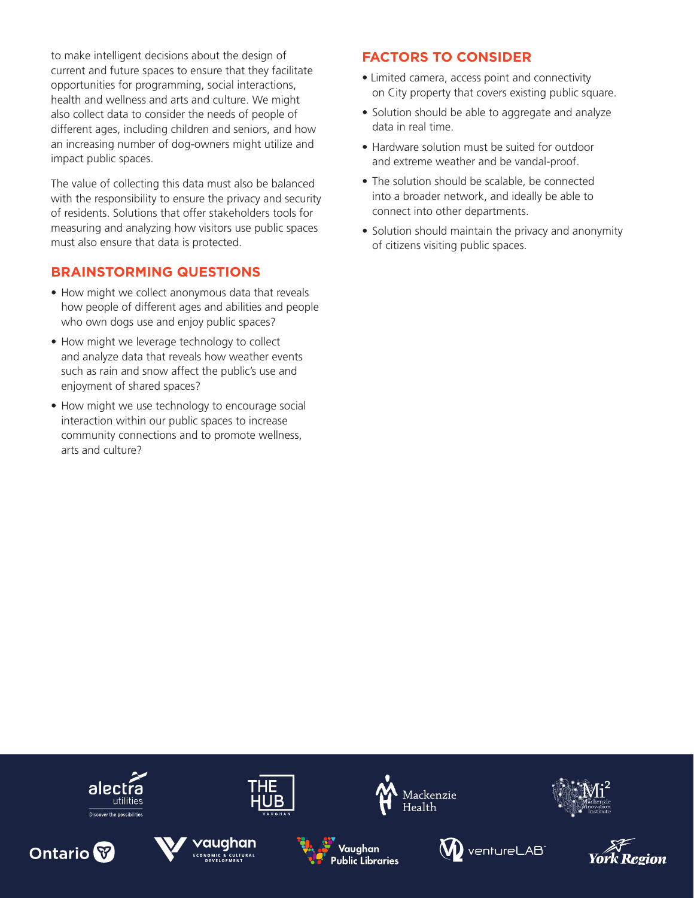to make intelligent decisions about the design of current and future spaces to ensure that they facilitate opportunities for programming, social interactions, health and wellness and arts and culture. We might also collect data to consider the needs of people of different ages, including children and seniors, and how an increasing number of dog-owners might utilize and impact public spaces.

The value of collecting this data must also be balanced with the responsibility to ensure the privacy and security of residents. Solutions that offer stakeholders tools for measuring and analyzing how visitors use public spaces must also ensure that data is protected.

## BRAINSTORMING QUESTIONS

- How might we collect anonymous data that reveals how people of different ages and abilities and people who own dogs use and enjoy public spaces?
- How might we leverage technology to collect and analyze data that reveals how weather events such as rain and snow affect the public's use and enjoyment of shared spaces?
- How might we use technology to encourage social interaction within our public spaces to increase community connections and to promote wellness, arts and culture?

## FACTORS TO CONSIDER

- Limited camera, access point and connectivity on City property that covers existing public square.
- Solution should be able to aggregate and analyze data in real time.
- Hardware solution must be suited for outdoor and extreme weather and be vandal-proof.
- The solution should be scalable, be connected into a broader network, and ideally be able to connect into other departments.
- Solution should maintain the privacy and anonymity of citizens visiting public spaces.